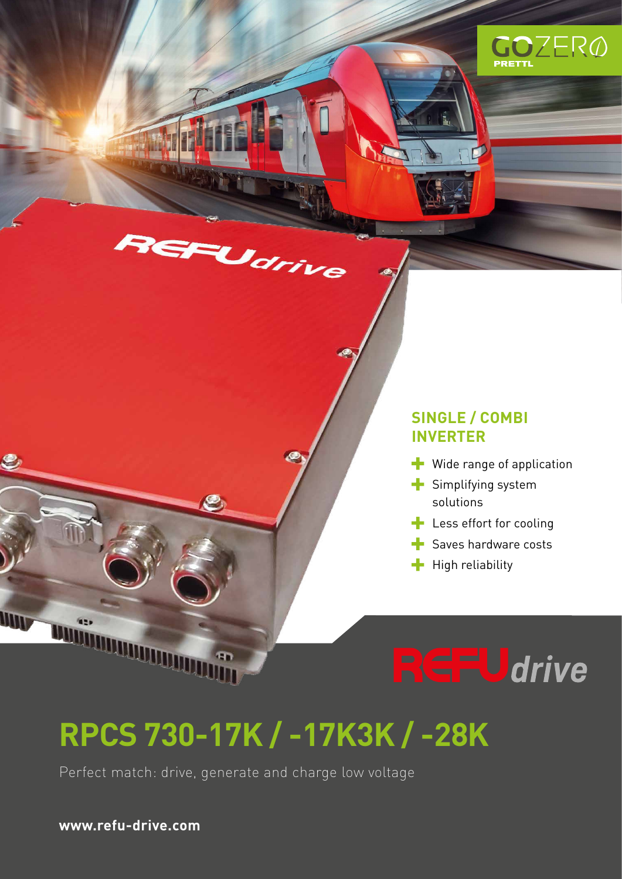GOZERO PRETTL

## SINGLE / COMBI INVERTER

- Wide range of application
- Simplifying system solutions
- Less effort for cooling
- Saves hardware costs
- High reliability

REFUdrive

# RPCS 730-17K / -17K3K / -28K

Perfect match: drive, generate and charge low voltage

**www.refu-drive.com**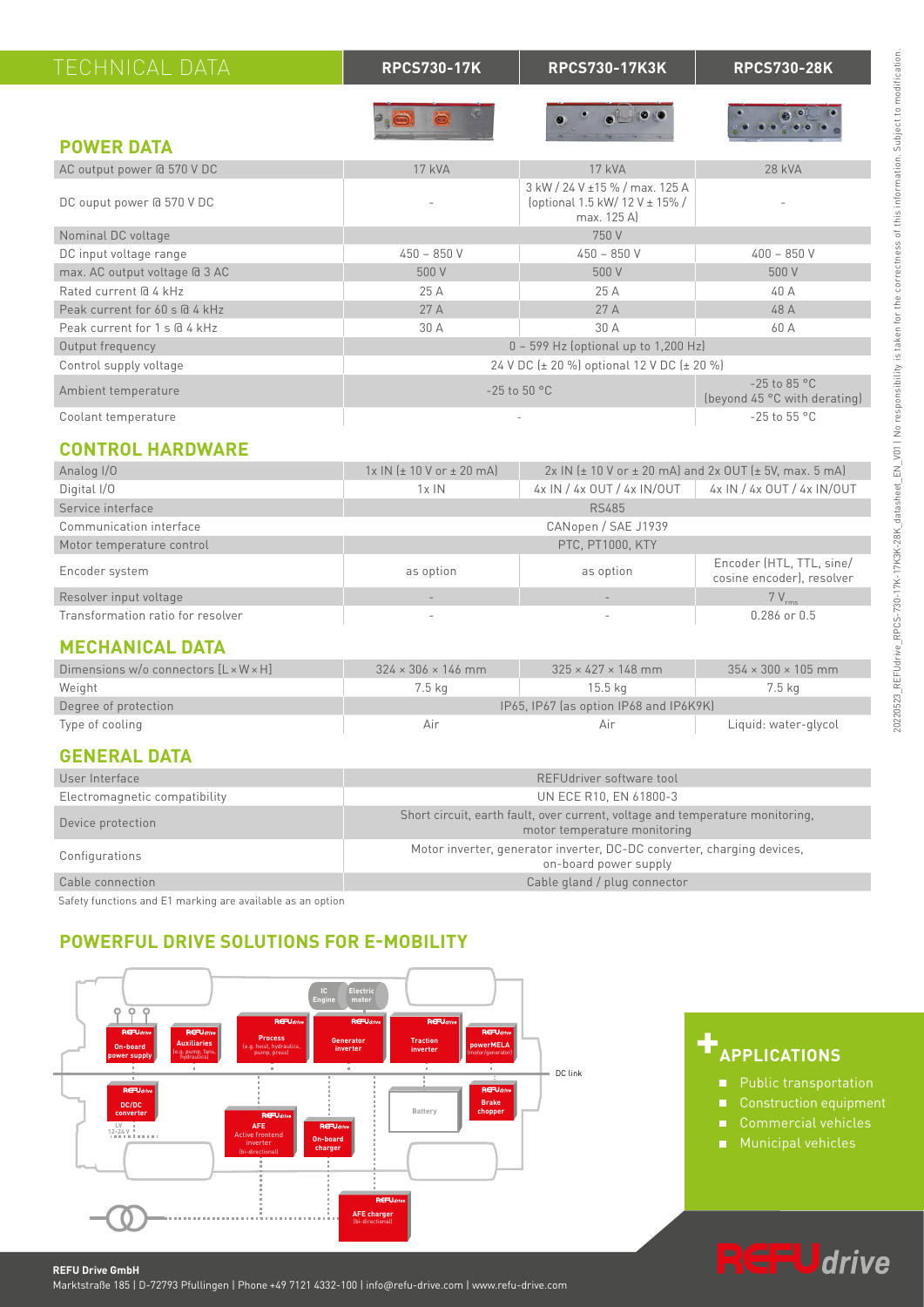# TECHNICAL DATA

## POWER DATA

| | RPCS730-17K | RPCS730-17K3K | RPCS730-28K |
|---|---|---|---|
| AC output power @ 570 V DC | 17 kVA | 17 kVA | 28 kVA |
| DC ouput power @ 570 V DC | - | 3 kW / 24 V ±15 % / max. 125 A (optional 1.5 kW/ 12 V ± 15% / max. 125 A) | - |
| Nominal DC voltage | 750 V | | |
| DC input voltage range | 450 – 850 V | 450 – 850 V | 400 – 850 V |
| max. AC output voltage @ 3 AC | 500 V | 500 V | 500 V |
| Rated current @ 4 kHz | 25 A | 25 A | 40 A |
| Peak current for 60 s @ 4 kHz | 27 A | 27 A | 48 A |
| Peak current for 1 s @ 4 kHz | 30 A | 30 A | 60 A |
| Output frequency | 0 – 599 Hz (optional up to 1,200 Hz) | | |
| Control supply voltage | 24 V DC (± 20 %) optional 12 V DC (± 20 %) | | |
| Ambient temperature | -25 to 50 °C | | -25 to 85 °C (beyond 45 °C with derating) |
| Coolant temperature | - | | -25 to 55 °C |

## CONTROL HARDWARE

| | RPCS730-17K | RPCS730-17K3K | RPCS730-28K |
|---|---|---|---|
| Analog I/O | 1x IN (± 10 V or ± 20 mA) | 2x IN (± 10 V or ± 20 mA) and 2x OUT (± 5V, max. 5 mA) | |
| Digital I/O | 1x IN | 4x IN / 4x OUT / 4x IN/OUT | 4x IN / 4x OUT / 4x IN/OUT |
| Service interface | RS485 | | |
| Communication interface | CANopen / SAE J1939 | | |
| Motor temperature control | PTC, PT1000, KTY | | |
| Encoder system | as option | as option | Encoder (HTL, TTL, sine/ cosine encoder), resolver |
| Resolver input voltage | - | - | $7\ V_{rms}$ |
| Transformation ratio for resolver | - | - | 0.286 or 0.5 |

## MECHANICAL DATA

| | RPCS730-17K | RPCS730-17K3K | RPCS730-28K |
|---|---|---|---|
| Dimensions w/o connectors [L × W × H] | 324 × 306 × 146 mm | 325 × 427 × 148 mm | 354 × 300 × 105 mm |
| Weight | 7.5 kg | 15.5 kg | 7.5 kg |
| Degree of protection | IP65, IP67 (as option IP68 and IP6K9K) | | |
| Type of cooling | Air | Air | Liquid: water-glycol |

## GENERAL DATA

| | |
|---|---|
| User Interface | REFUdriver software tool |
| Electromagnetic compatibility | UN ECE R10, EN 61800-3 |
| Device protection | Short circuit, earth fault, over current, voltage and temperature monitoring, motor temperature monitoring |
| Configurations | Motor inverter, generator inverter, DC-DC converter, charging devices, on-board power supply |
| Cable connection | Cable gland / plug connector |

Safety functions and E1 marking are available as an option

## POWERFUL DRIVE SOLUTIONS FOR E-MOBILITY

IC Engine
Electric motor
On-board power supply
Auxiliaries (e.g. pump, fans, hydraulics)
Process (e.g. hoist, hydraulics, pump, press)
Generator inverter
Traction inverter
powerMELA (motor/generator)
DC link
DC/DC converter
LV 12–24 V
AFE Active frontend inverter (bi-directional)
On-board charger
Battery
Brake chopper
AFE charger (bi-directional)

## APPLICATIONS

- Public transportation
- Construction equipment
- Commercial vehicles
- Municipal vehicles

REFUdrive

**REFU Drive GmbH**
Marktstraße 185 | D-72793 Pfullingen | Phone +49 7121 4332-100 | info@refu-drive.com | www.refu-drive.com

20220523_REFUdrive_RPCS-730-17K-17K3K-28K_datasheet_EN_V01 | No responsibility is taken for the correctness of this information. Subject to modification.